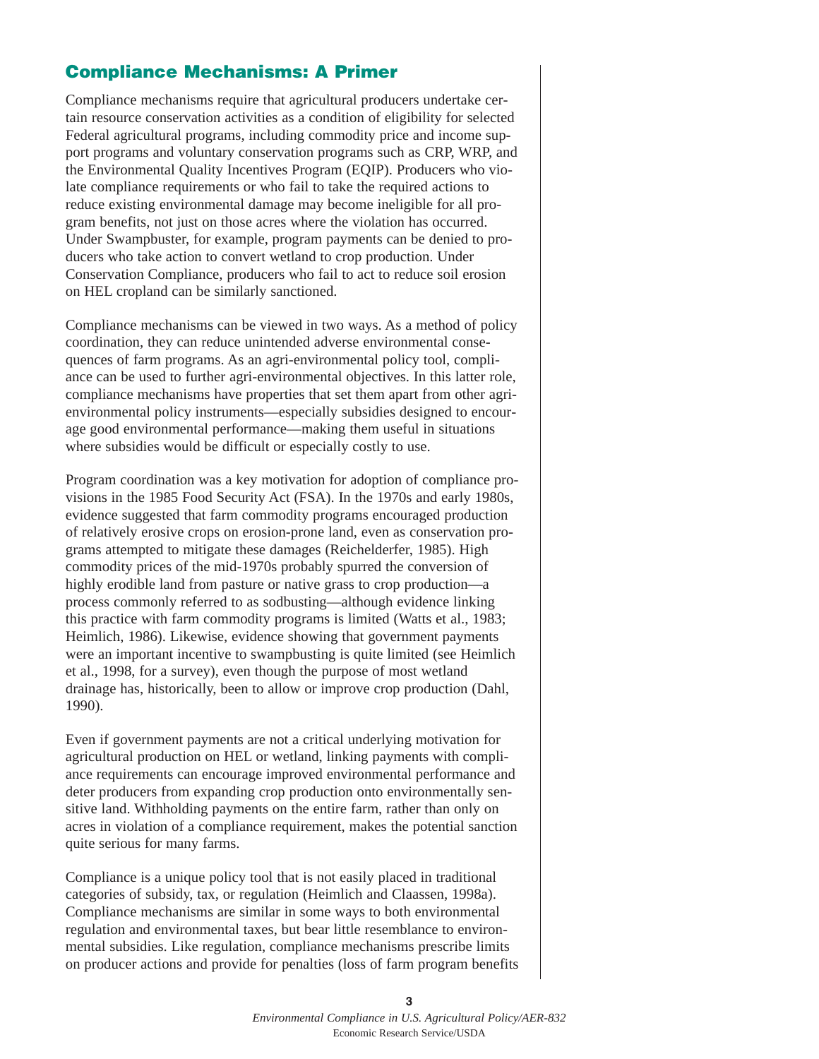## Compliance Mechanisms: A Primer

Compliance mechanisms require that agricultural producers undertake certain resource conservation activities as a condition of eligibility for selected Federal agricultural programs, including commodity price and income support programs and voluntary conservation programs such as CRP, WRP, and the Environmental Quality Incentives Program (EQIP). Producers who violate compliance requirements or who fail to take the required actions to reduce existing environmental damage may become ineligible for all program benefits, not just on those acres where the violation has occurred. Under Swampbuster, for example, program payments can be denied to producers who take action to convert wetland to crop production. Under Conservation Compliance, producers who fail to act to reduce soil erosion on HEL cropland can be similarly sanctioned.

Compliance mechanisms can be viewed in two ways. As a method of policy coordination, they can reduce unintended adverse environmental consequences of farm programs. As an agri-environmental policy tool, compliance can be used to further agri-environmental objectives. In this latter role, compliance mechanisms have properties that set them apart from other agri-environmental policy instruments—especially subsidies designed to encourage good environmental performance—making them useful in situations where subsidies would be difficult or especially costly to use.

Program coordination was a key motivation for adoption of compliance provisions in the 1985 Food Security Act (FSA). In the 1970s and early 1980s, evidence suggested that farm commodity programs encouraged production of relatively erosive crops on erosion-prone land, even as conservation programs attempted to mitigate these damages (Reichelderfer, 1985). High commodity prices of the mid-1970s probably spurred the conversion of highly erodible land from pasture or native grass to crop production—a process commonly referred to as sodbusting—although evidence linking this practice with farm commodity programs is limited (Watts et al., 1983; Heimlich, 1986). Likewise, evidence showing that government payments were an important incentive to swampbusting is quite limited (see Heimlich et al., 1998, for a survey), even though the purpose of most wetland drainage has, historically, been to allow or improve crop production (Dahl, 1990).

Even if government payments are not a critical underlying motivation for agricultural production on HEL or wetland, linking payments with compliance requirements can encourage improved environmental performance and deter producers from expanding crop production onto environmentally sensitive land. Withholding payments on the entire farm, rather than only on acres in violation of a compliance requirement, makes the potential sanction quite serious for many farms.

Compliance is a unique policy tool that is not easily placed in traditional categories of subsidy, tax, or regulation (Heimlich and Claassen, 1998a). Compliance mechanisms are similar in some ways to both environmental regulation and environmental taxes, but bear little resemblance to environmental subsidies. Like regulation, compliance mechanisms prescribe limits on producer actions and provide for penalties (loss of farm program benefits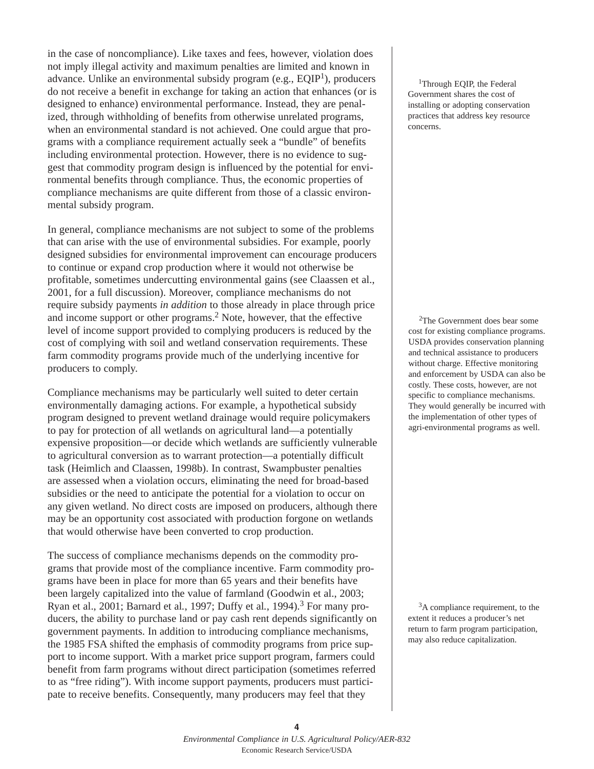in the case of noncompliance). Like taxes and fees, however, violation does not imply illegal activity and maximum penalties are limited and known in advance. Unlike an environmental subsidy program (e.g., EQIP[1]), producers do not receive a benefit in exchange for taking an action that enhances (or is designed to enhance) environmental performance. Instead, they are penalized, through withholding of benefits from otherwise unrelated programs, when an environmental standard is not achieved. One could argue that programs with a compliance requirement actually seek a "bundle" of benefits including environmental protection. However, there is no evidence to suggest that commodity program design is influenced by the potential for environmental benefits through compliance. Thus, the economic properties of compliance mechanisms are quite different from those of a classic environmental subsidy program.

In general, compliance mechanisms are not subject to some of the problems that can arise with the use of environmental subsidies. For example, poorly designed subsidies for environmental improvement can encourage producers to continue or expand crop production where it would not otherwise be profitable, sometimes undercutting environmental gains (see Claassen et al., 2001, for a full discussion). Moreover, compliance mechanisms do not require subsidy payments *in addition* to those already in place through price and income support or other programs.[2] Note, however, that the effective level of income support provided to complying producers is reduced by the cost of complying with soil and wetland conservation requirements. These farm commodity programs provide much of the underlying incentive for producers to comply.

Compliance mechanisms may be particularly well suited to deter certain environmentally damaging actions. For example, a hypothetical subsidy program designed to prevent wetland drainage would require policymakers to pay for protection of all wetlands on agricultural land—a potentially expensive proposition—or decide which wetlands are sufficiently vulnerable to agricultural conversion as to warrant protection—a potentially difficult task (Heimlich and Claassen, 1998b). In contrast, Swampbuster penalties are assessed when a violation occurs, eliminating the need for broad-based subsidies or the need to anticipate the potential for a violation to occur on any given wetland. No direct costs are imposed on producers, although there may be an opportunity cost associated with production forgone on wetlands that would otherwise have been converted to crop production.

The success of compliance mechanisms depends on the commodity programs that provide most of the compliance incentive. Farm commodity programs have been in place for more than 65 years and their benefits have been largely capitalized into the value of farmland (Goodwin et al., 2003; Ryan et al., 2001; Barnard et al., 1997; Duffy et al., 1994).[3] For many producers, the ability to purchase land or pay cash rent depends significantly on government payments. In addition to introducing compliance mechanisms, the 1985 FSA shifted the emphasis of commodity programs from price support to income support. With a market price support program, farmers could benefit from farm programs without direct participation (sometimes referred to as "free riding"). With income support payments, producers must participate to receive benefits. Consequently, many producers may feel that they

[1] Through EQIP, the Federal Government shares the cost of installing or adopting conservation practices that address key resource concerns.

[2] The Government does bear some cost for existing compliance programs. USDA provides conservation planning and technical assistance to producers without charge. Effective monitoring and enforcement by USDA can also be costly. These costs, however, are not specific to compliance mechanisms. They would generally be incurred with the implementation of other types of agri-environmental programs as well.

[3] A compliance requirement, to the extent it reduces a producer's net return to farm program participation, may also reduce capitalization.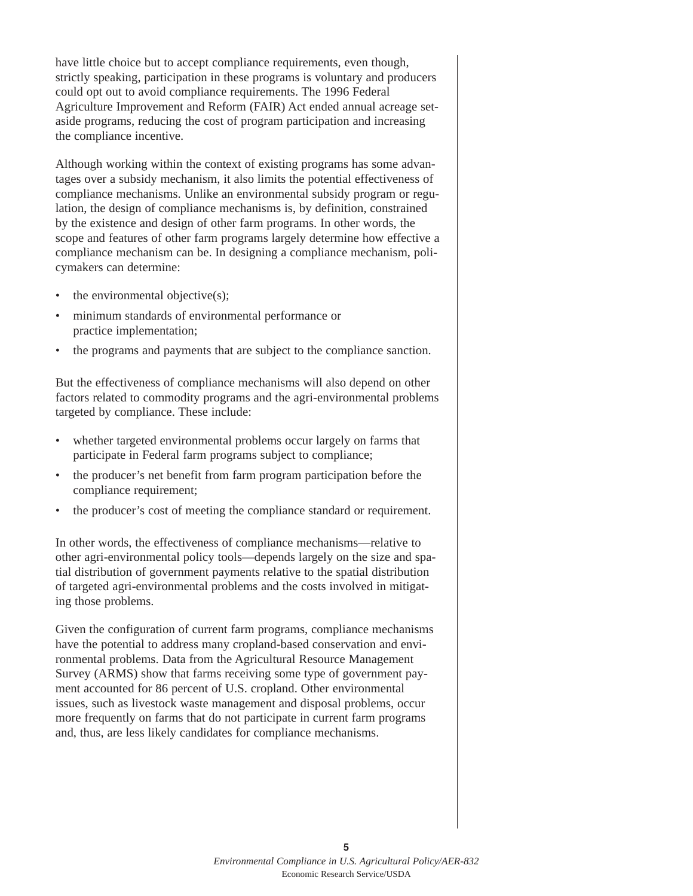have little choice but to accept compliance requirements, even though, strictly speaking, participation in these programs is voluntary and producers could opt out to avoid compliance requirements. The 1996 Federal Agriculture Improvement and Reform (FAIR) Act ended annual acreage set-aside programs, reducing the cost of program participation and increasing the compliance incentive.

Although working within the context of existing programs has some advantages over a subsidy mechanism, it also limits the potential effectiveness of compliance mechanisms. Unlike an environmental subsidy program or regulation, the design of compliance mechanisms is, by definition, constrained by the existence and design of other farm programs. In other words, the scope and features of other farm programs largely determine how effective a compliance mechanism can be. In designing a compliance mechanism, policymakers can determine:

- the environmental objective(s);
- minimum standards of environmental performance or practice implementation;
- the programs and payments that are subject to the compliance sanction.

But the effectiveness of compliance mechanisms will also depend on other factors related to commodity programs and the agri-environmental problems targeted by compliance. These include:

- whether targeted environmental problems occur largely on farms that participate in Federal farm programs subject to compliance;
- the producer's net benefit from farm program participation before the compliance requirement;
- the producer's cost of meeting the compliance standard or requirement.

In other words, the effectiveness of compliance mechanisms—relative to other agri-environmental policy tools—depends largely on the size and spatial distribution of government payments relative to the spatial distribution of targeted agri-environmental problems and the costs involved in mitigating those problems.

Given the configuration of current farm programs, compliance mechanisms have the potential to address many cropland-based conservation and environmental problems. Data from the Agricultural Resource Management Survey (ARMS) show that farms receiving some type of government payment accounted for 86 percent of U.S. cropland. Other environmental issues, such as livestock waste management and disposal problems, occur more frequently on farms that do not participate in current farm programs and, thus, are less likely candidates for compliance mechanisms.